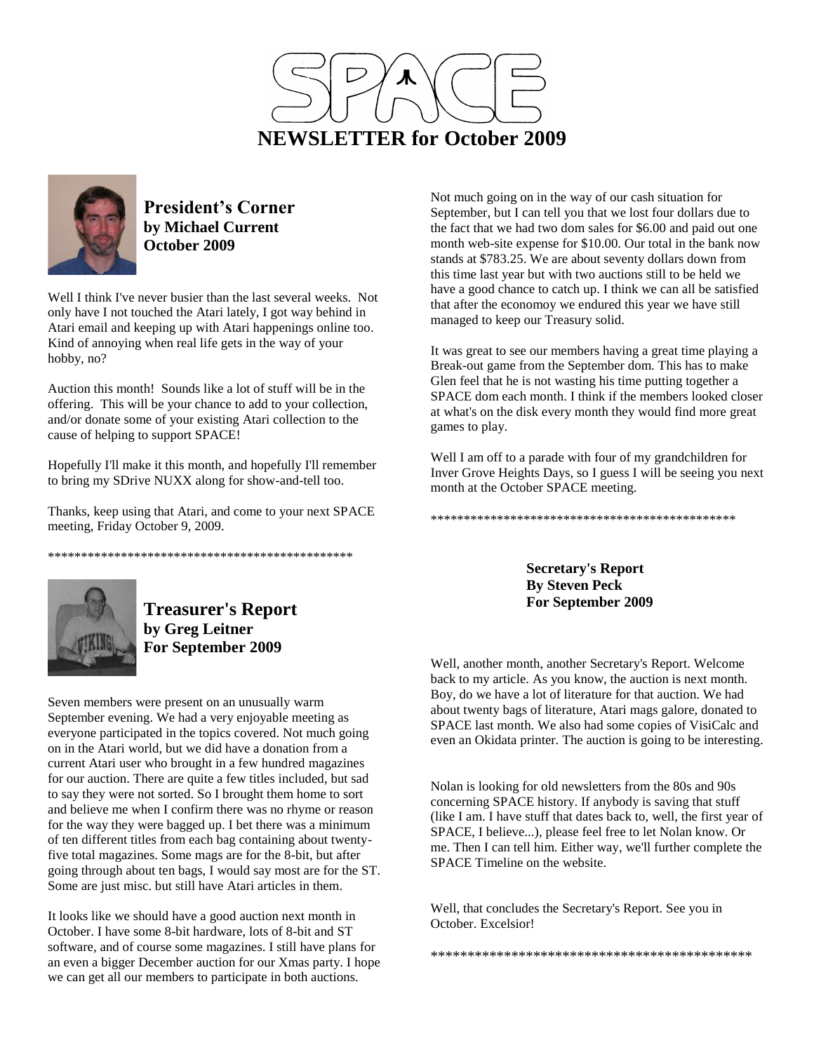# SPACE

## NEWSLETTER for October 2009

### President's Corner
**by Michael Current**
**October 2009**

Well I think I've never busier than the last several weeks. Not only have I not touched the Atari lately, I got way behind in Atari email and keeping up with Atari happenings online too. Kind of annoying when real life gets in the way of your hobby, no?

Auction this month! Sounds like a lot of stuff will be in the offering. This will be your chance to add to your collection, and/or donate some of your existing Atari collection to the cause of helping to support SPACE!

Hopefully I'll make it this month, and hopefully I'll remember to bring my SDrive NUXX along for show-and-tell too.

Thanks, keep using that Atari, and come to your next SPACE meeting, Friday October 9, 2009.

\*\*\*\*\*\*\*\*\*\*\*\*\*\*\*\*\*\*\*\*\*\*\*\*\*\*\*\*\*\*\*\*\*\*\*\*\*\*\*\*\*\*\*\*\*\*\*\*

### Treasurer's Report
**by Greg Leitner**
**For September 2009**

Seven members were present on an unusually warm September evening. We had a very enjoyable meeting as everyone participated in the topics covered. Not much going on in the Atari world, but we did have a donation from a current Atari user who brought in a few hundred magazines for our auction. There are quite a few titles included, but sad to say they were not sorted. So I brought them home to sort and believe me when I confirm there was no rhyme or reason for the way they were bagged up. I bet there was a minimum of ten different titles from each bag containing about twenty-five total magazines. Some mags are for the 8-bit, but after going through about ten bags, I would say most are for the ST. Some are just misc. but still have Atari articles in them.

It looks like we should have a good auction next month in October. I have some 8-bit hardware, lots of 8-bit and ST software, and of course some magazines. I still have plans for an even a bigger December auction for our Xmas party. I hope we can get all our members to participate in both auctions.

Not much going on in the way of our cash situation for September, but I can tell you that we lost four dollars due to the fact that we had two dom sales for $6.00 and paid out one month web-site expense for $10.00. Our total in the bank now stands at $783.25. We are about seventy dollars down from this time last year but with two auctions still to be held we have a good chance to catch up. I think we can all be satisfied that after the economoy we endured this year we have still managed to keep our Treasury solid.

It was great to see our members having a great time playing a Break-out game from the September dom. This has to make Glen feel that he is not wasting his time putting together a SPACE dom each month. I think if the members looked closer at what's on the disk every month they would find more great games to play.

Well I am off to a parade with four of my grandchildren for Inver Grove Heights Days, so I guess I will be seeing you next month at the October SPACE meeting.

\*\*\*\*\*\*\*\*\*\*\*\*\*\*\*\*\*\*\*\*\*\*\*\*\*\*\*\*\*\*\*\*\*\*\*\*\*\*\*\*\*\*\*\*\*\*\*\*

### Secretary's Report
**By Steven Peck**
**For September 2009**

Well, another month, another Secretary's Report. Welcome back to my article. As you know, the auction is next month. Boy, do we have a lot of literature for that auction. We had about twenty bags of literature, Atari mags galore, donated to SPACE last month. We also had some copies of VisiCalc and even an Okidata printer. The auction is going to be interesting.

Nolan is looking for old newsletters from the 80s and 90s concerning SPACE history. If anybody is saving that stuff (like I am. I have stuff that dates back to, well, the first year of SPACE, I believe...), please feel free to let Nolan know. Or me. Then I can tell him. Either way, we'll further complete the SPACE Timeline on the website.

Well, that concludes the Secretary's Report. See you in October. Excelsior!

\*\*\*\*\*\*\*\*\*\*\*\*\*\*\*\*\*\*\*\*\*\*\*\*\*\*\*\*\*\*\*\*\*\*\*\*\*\*\*\*\*\*\*\*\*\*\*\*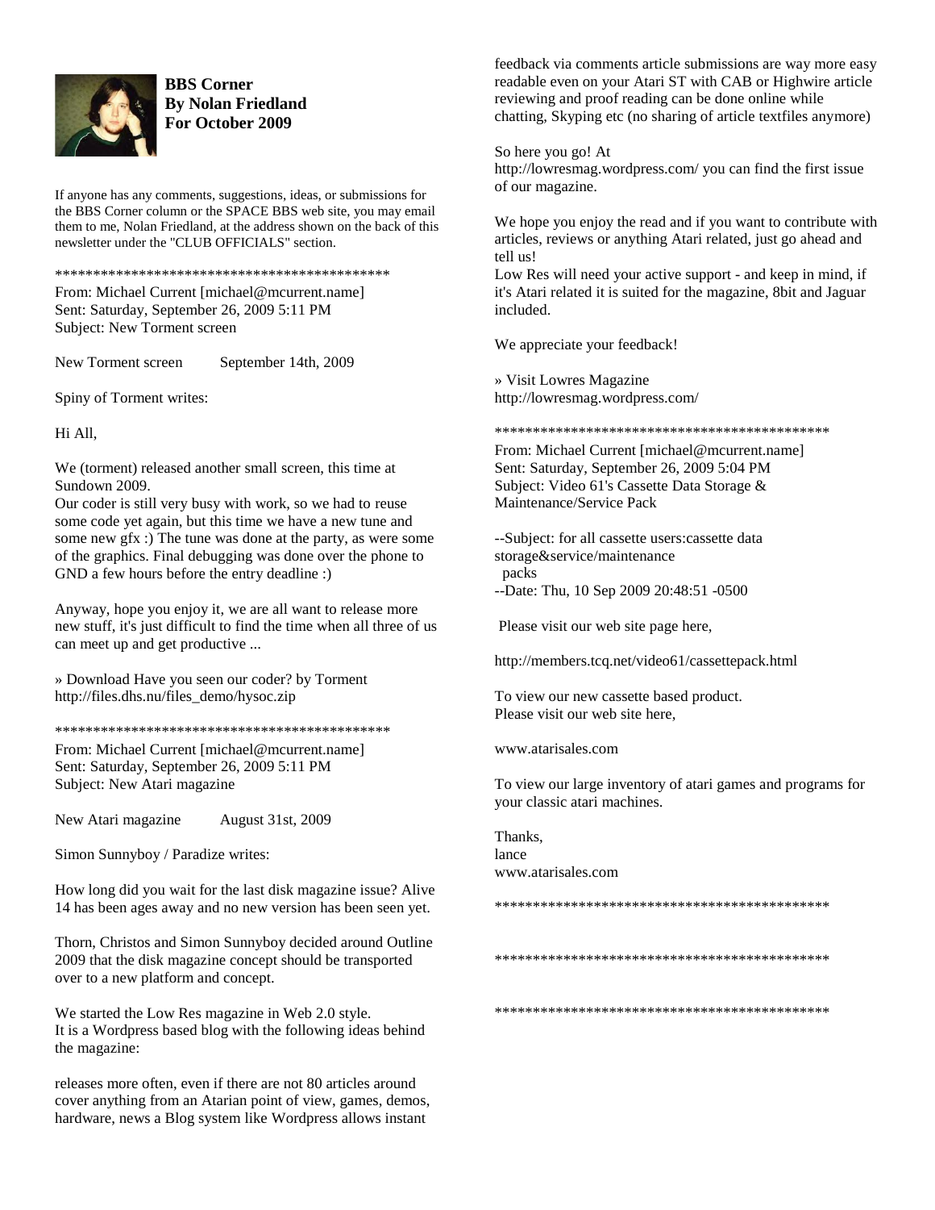**BBS Corner**
**By Nolan Friedland**
**For October 2009**

If anyone has any comments, suggestions, ideas, or submissions for the BBS Corner column or the SPACE BBS web site, you may email them to me, Nolan Friedland, at the address shown on the back of this newsletter under the "CLUB OFFICIALS" section.

********************************************

From: Michael Current [michael@mcurrent.name]
Sent: Saturday, September 26, 2009 5:11 PM
Subject: New Torment screen

New Torment screen September 14th, 2009

Spiny of Torment writes:

Hi All,

We (torment) released another small screen, this time at Sundown 2009.
Our coder is still very busy with work, so we had to reuse some code yet again, but this time we have a new tune and some new gfx :) The tune was done at the party, as were some of the graphics. Final debugging was done over the phone to GND a few hours before the entry deadline :)

Anyway, hope you enjoy it, we are all want to release more new stuff, it's just difficult to find the time when all three of us can meet up and get productive ...

» Download Have you seen our coder? by Torment
http://files.dhs.nu/files_demo/hysoc.zip

********************************************

From: Michael Current [michael@mcurrent.name]
Sent: Saturday, September 26, 2009 5:11 PM
Subject: New Atari magazine

New Atari magazine August 31st, 2009

Simon Sunnyboy / Paradize writes:

How long did you wait for the last disk magazine issue? Alive 14 has been ages away and no new version has been seen yet.

Thorn, Christos and Simon Sunnyboy decided around Outline 2009 that the disk magazine concept should be transported over to a new platform and concept.

We started the Low Res magazine in Web 2.0 style.
It is a Wordpress based blog with the following ideas behind the magazine:

releases more often, even if there are not 80 articles around cover anything from an Atarian point of view, games, demos, hardware, news a Blog system like Wordpress allows instant feedback via comments article submissions are way more easy readable even on your Atari ST with CAB or Highwire article reviewing and proof reading can be done online while chatting, Skyping etc (no sharing of article textfiles anymore)

So here you go! At
http://lowresmag.wordpress.com/ you can find the first issue of our magazine.

We hope you enjoy the read and if you want to contribute with articles, reviews or anything Atari related, just go ahead and tell us!
Low Res will need your active support - and keep in mind, if it's Atari related it is suited for the magazine, 8bit and Jaguar included.

We appreciate your feedback!

» Visit Lowres Magazine
http://lowresmag.wordpress.com/

********************************************

From: Michael Current [michael@mcurrent.name]
Sent: Saturday, September 26, 2009 5:04 PM
Subject: Video 61's Cassette Data Storage & Maintenance/Service Pack

--Subject: for all cassette users:cassette data storage&service/maintenance
packs
--Date: Thu, 10 Sep 2009 20:48:51 -0500

Please visit our web site page here,

http://members.tcq.net/video61/cassettepack.html

To view our new cassette based product.
Please visit our web site here,

www.atarisales.com

To view our large inventory of atari games and programs for your classic atari machines.

Thanks,
lance
www.atarisales.com

********************************************

********************************************

********************************************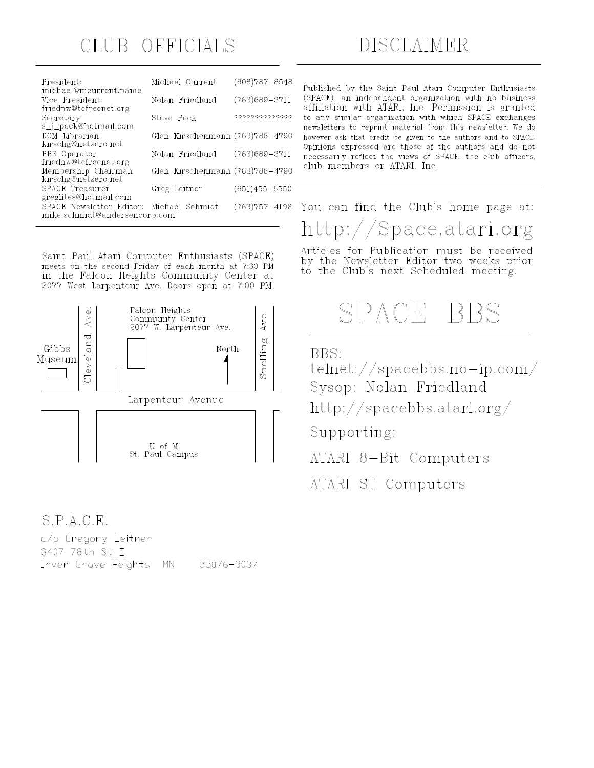# CLUB OFFICIALS

| | | |
|---|---|---|
| President: michael@mcurrent.name | Michael Current | (608)787-8548 |
| Vice President: friednw@tcfreenet.org | Nolan Friedland | (763)689-3711 |
| Secretary: s_j_peck@hotmail.com | Steve Peck | ?????????????? |
| DOM Librarian: kirschg@netzero.net | Glen Kirschenmann | (763)786-4790 |
| BBS Operator friednw@tcfreenet.org | Nolan Friedland | (763)689-3711 |
| Membership Chairman: kirschg@netzero.net | Glen Kirschenmann | (763)786-4790 |
| SPACE Treasurer greglites@hotmail.com | Greg Leitner | (651)455-6550 |
| SPACE Newsletter Editor: mike.schmidt@andersencorp.com | Michael Schmidt | (763)757-4192 |

Saint Paul Atari Computer Enthusiasts (SPACE) meets on the second Friday of each month at 7:30 PM in the Falcon Heights Community Center at 2077 West Larpenteur Ave. Doors open at 7:00 PM.

Falcon Heights Community Center
2077 W. Larpenteur Ave.

Gibbs Museum

Cleveland Ave.

Snelling Ave.

North

Larpenteur Avenue

U of M
St. Paul Campus

S.P.A.C.E.

c/o Gregory Leitner
3407 78th St E
Inver Grove Heights MN 55076-3037

# DISCLAIMER

Published by the Saint Paul Atari Computer Enthusiasts (SPACE), an independent organization with no business affiliation with ATARI, Inc. Permission is granted to any similar organization with which SPACE exchanges newsletters to reprint material from this newsletter. We do however ask that credit be given to the authors and to SPACE. Opinions expressed are those of the authors and do not necessarily reflect the views of SPACE, the club officers, club members or ATARI, Inc.

You can find the Club's home page at:

http://Space.atari.org

Articles for Publication must be received by the Newsletter Editor two weeks prior to the Club's next Scheduled meeting.

# SPACE BBS

BBS:
telnet://spacebbs.no-ip.com/
Sysop: Nolan Friedland
http://spacebbs.atari.org/

Supporting:

ATARI 8-Bit Computers

ATARI ST Computers